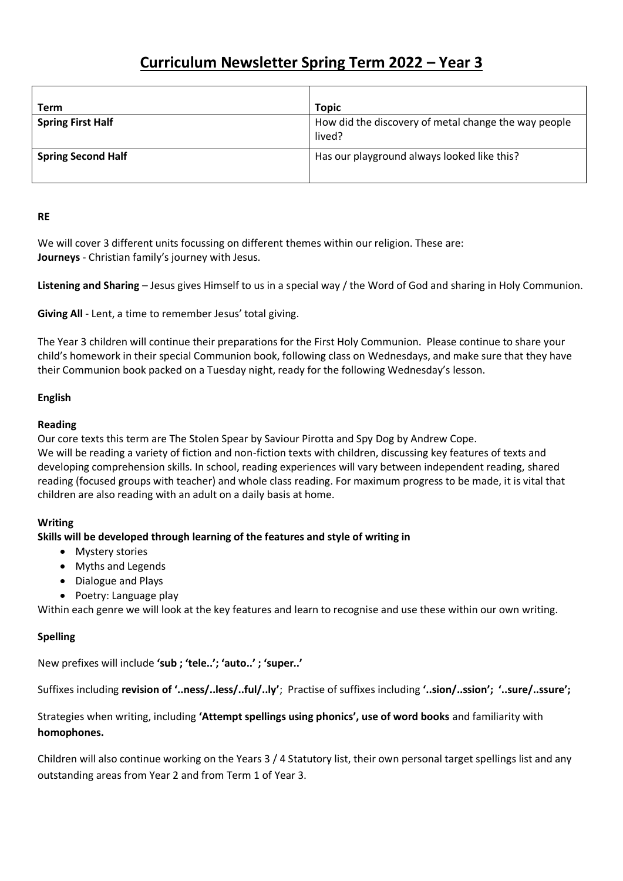# Curriculum Newsletter Spring Term 2022 – Year 3

| Term | Topic |
| --- | --- |
| **Spring First Half** | How did the discovery of metal change the way people lived? |
| **Spring Second Half** | Has our playground always looked like this? |

**RE**

We will cover 3 different units focussing on different themes within our religion. These are:
**Journeys** - Christian family's journey with Jesus.

**Listening and Sharing** – Jesus gives Himself to us in a special way / the Word of God and sharing in Holy Communion.

**Giving All** - Lent, a time to remember Jesus' total giving.

The Year 3 children will continue their preparations for the First Holy Communion. Please continue to share your child's homework in their special Communion book, following class on Wednesdays, and make sure that they have their Communion book packed on a Tuesday night, ready for the following Wednesday's lesson.

**English**

**Reading**

Our core texts this term are The Stolen Spear by Saviour Pirotta and Spy Dog by Andrew Cope.
We will be reading a variety of fiction and non-fiction texts with children, discussing key features of texts and developing comprehension skills. In school, reading experiences will vary between independent reading, shared reading (focused groups with teacher) and whole class reading. For maximum progress to be made, it is vital that children are also reading with an adult on a daily basis at home.

**Writing**

**Skills will be developed through learning of the features and style of writing in**

- Mystery stories
- Myths and Legends
- Dialogue and Plays
- Poetry: Language play

Within each genre we will look at the key features and learn to recognise and use these within our own writing.

**Spelling**

New prefixes will include **'sub ; 'tele..'; 'auto..' ; 'super..'**

Suffixes including **revision of '..ness/..less/..ful/..ly'**; Practise of suffixes including **'..sion/..ssion'; '..sure/..ssure';**

Strategies when writing, including **'Attempt spellings using phonics', use of word books** and familiarity with **homophones.**

Children will also continue working on the Years 3 / 4 Statutory list, their own personal target spellings list and any outstanding areas from Year 2 and from Term 1 of Year 3.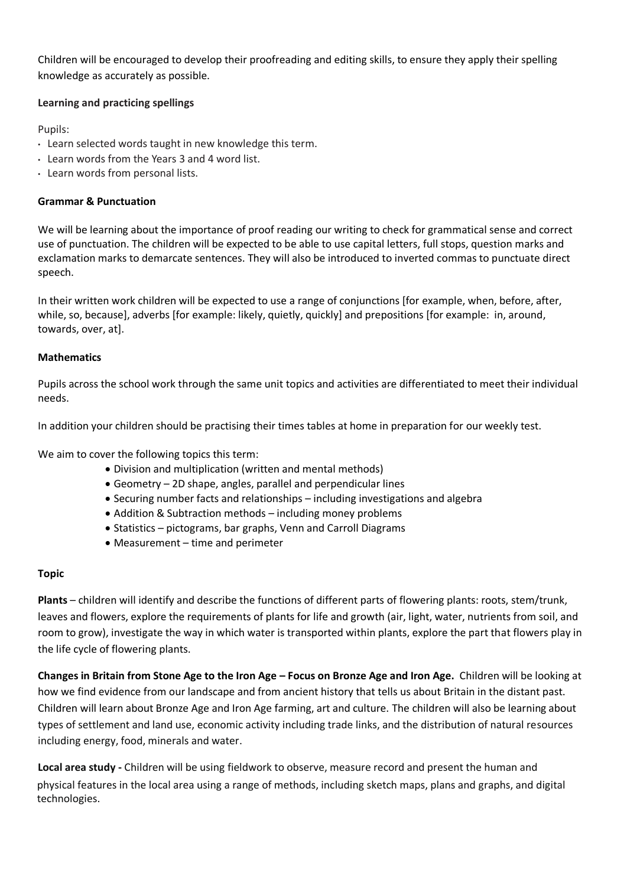Children will be encouraged to develop their proofreading and editing skills, to ensure they apply their spelling knowledge as accurately as possible.

**Learning and practicing spellings**

Pupils:

- Learn selected words taught in new knowledge this term.
- Learn words from the Years 3 and 4 word list.
- Learn words from personal lists.

**Grammar & Punctuation**

We will be learning about the importance of proof reading our writing to check for grammatical sense and correct use of punctuation. The children will be expected to be able to use capital letters, full stops, question marks and exclamation marks to demarcate sentences. They will also be introduced to inverted commas to punctuate direct speech.

In their written work children will be expected to use a range of conjunctions [for example, when, before, after, while, so, because], adverbs [for example: likely, quietly, quickly] and prepositions [for example: in, around, towards, over, at].

**Mathematics**

Pupils across the school work through the same unit topics and activities are differentiated to meet their individual needs.

In addition your children should be practising their times tables at home in preparation for our weekly test.

We aim to cover the following topics this term:

- Division and multiplication (written and mental methods)
- Geometry – 2D shape, angles, parallel and perpendicular lines
- Securing number facts and relationships – including investigations and algebra
- Addition & Subtraction methods – including money problems
- Statistics – pictograms, bar graphs, Venn and Carroll Diagrams
- Measurement – time and perimeter

**Topic**

**Plants** – children will identify and describe the functions of different parts of flowering plants: roots, stem/trunk, leaves and flowers, explore the requirements of plants for life and growth (air, light, water, nutrients from soil, and room to grow), investigate the way in which water is transported within plants, explore the part that flowers play in the life cycle of flowering plants.

**Changes in Britain from Stone Age to the Iron Age – Focus on Bronze Age and Iron Age.** Children will be looking at how we find evidence from our landscape and from ancient history that tells us about Britain in the distant past. Children will learn about Bronze Age and Iron Age farming, art and culture. The children will also be learning about types of settlement and land use, economic activity including trade links, and the distribution of natural resources including energy, food, minerals and water.

**Local area study -** Children will be using fieldwork to observe, measure record and present the human and physical features in the local area using a range of methods, including sketch maps, plans and graphs, and digital technologies.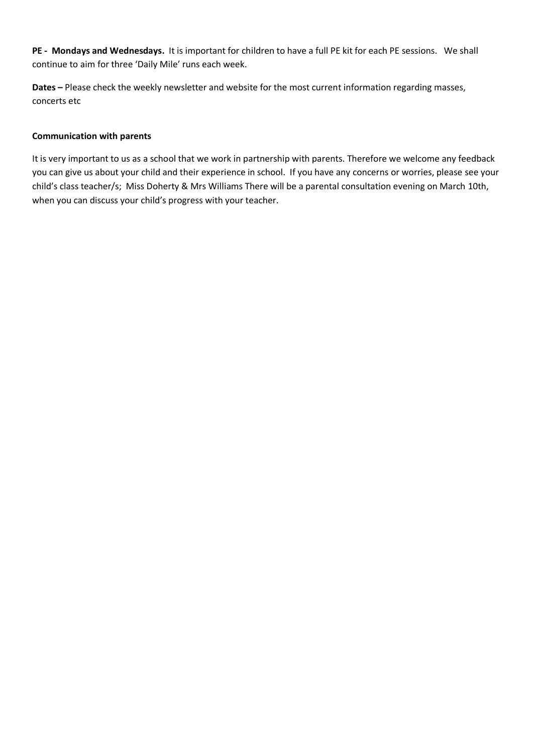**PE - Mondays and Wednesdays.** It is important for children to have a full PE kit for each PE sessions. We shall continue to aim for three 'Daily Mile' runs each week.

**Dates –** Please check the weekly newsletter and website for the most current information regarding masses, concerts etc

**Communication with parents**

It is very important to us as a school that we work in partnership with parents. Therefore we welcome any feedback you can give us about your child and their experience in school. If you have any concerns or worries, please see your child's class teacher/s; Miss Doherty & Mrs Williams There will be a parental consultation evening on March 10th, when you can discuss your child's progress with your teacher.